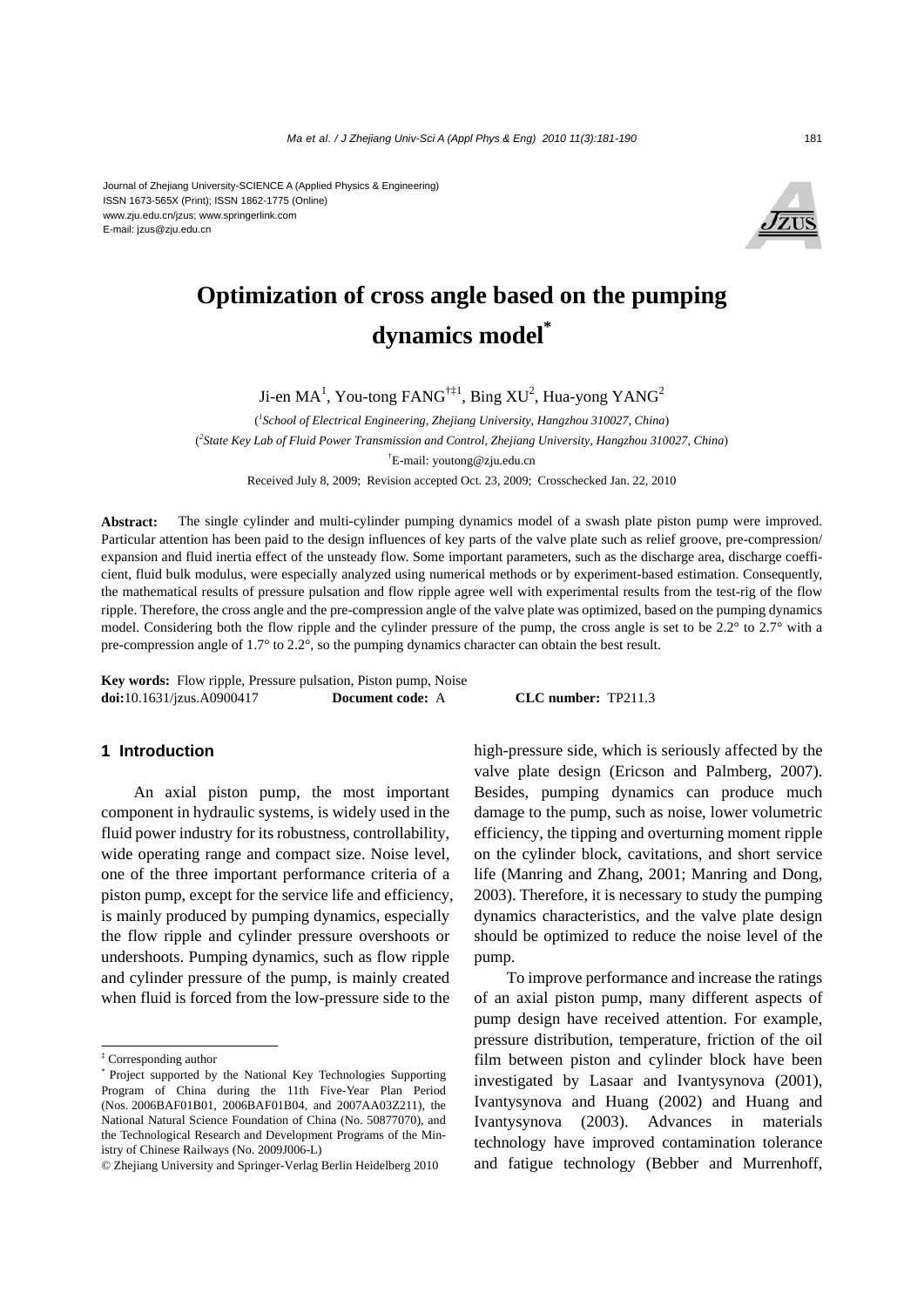Journal of Zhejiang University-SCIENCE A (Applied Physics & Engineering)
ISSN 1673-565X (Print); ISSN 1862-1775 (Online)
www.zju.edu.cn/jzus; www.springerlink.com
E-mail: jzus@zju.edu.cn

# Optimization of cross angle based on the pumping dynamics model*

Ji-en MA[1], You-tong FANG[†‡1], Bing XU[2], Hua-yong YANG[2]

([1]*School of Electrical Engineering, Zhejiang University, Hangzhou 310027, China*)

([2]*State Key Lab of Fluid Power Transmission and Control, Zhejiang University, Hangzhou 310027, China*)

[†]E-mail: youtong@zju.edu.cn

Received July 8, 2009; Revision accepted Oct. 23, 2009; Crosschecked Jan. 22, 2010

**Abstract:** The single cylinder and multi-cylinder pumping dynamics model of a swash plate piston pump were improved. Particular attention has been paid to the design influences of key parts of the valve plate such as relief groove, pre-compression/ expansion and fluid inertia effect of the unsteady flow. Some important parameters, such as the discharge area, discharge coefficient, fluid bulk modulus, were especially analyzed using numerical methods or by experiment-based estimation. Consequently, the mathematical results of pressure pulsation and flow ripple agree well with experimental results from the test-rig of the flow ripple. Therefore, the cross angle and the pre-compression angle of the valve plate was optimized, based on the pumping dynamics model. Considering both the flow ripple and the cylinder pressure of the pump, the cross angle is set to be 2.2° to 2.7° with a pre-compression angle of 1.7° to 2.2°, so the pumping dynamics character can obtain the best result.

**Key words:** Flow ripple, Pressure pulsation, Piston pump, Noise
**doi:**10.1631/jzus.A0900417 **Document code:** A **CLC number:** TP211.3

## 1 Introduction

An axial piston pump, the most important component in hydraulic systems, is widely used in the fluid power industry for its robustness, controllability, wide operating range and compact size. Noise level, one of the three important performance criteria of a piston pump, except for the service life and efficiency, is mainly produced by pumping dynamics, especially the flow ripple and cylinder pressure overshoots or undershoots. Pumping dynamics, such as flow ripple and cylinder pressure of the pump, is mainly created when fluid is forced from the low-pressure side to the high-pressure side, which is seriously affected by the valve plate design (Ericson and Palmberg, 2007). Besides, pumping dynamics can produce much damage to the pump, such as noise, lower volumetric efficiency, the tipping and overturning moment ripple on the cylinder block, cavitations, and short service life (Manring and Zhang, 2001; Manring and Dong, 2003). Therefore, it is necessary to study the pumping dynamics characteristics, and the valve plate design should be optimized to reduce the noise level of the pump.

To improve performance and increase the ratings of an axial piston pump, many different aspects of pump design have received attention. For example, pressure distribution, temperature, friction of the oil film between piston and cylinder block have been investigated by Lasaar and Ivantysynova (2001), Ivantysynova and Huang (2002) and Huang and Ivantysynova (2003). Advances in materials technology have improved contamination tolerance and fatigue technology (Bebber and Murrenhoff,

---

‡ Corresponding author

* Project supported by the National Key Technologies Supporting Program of China during the 11th Five-Year Plan Period (Nos. 2006BAF01B01, 2006BAF01B04, and 2007AA03Z211), the National Natural Science Foundation of China (No. 50877070), and the Technological Research and Development Programs of the Ministry of Chinese Railways (No. 2009J006-L)

© Zhejiang University and Springer-Verlag Berlin Heidelberg 2010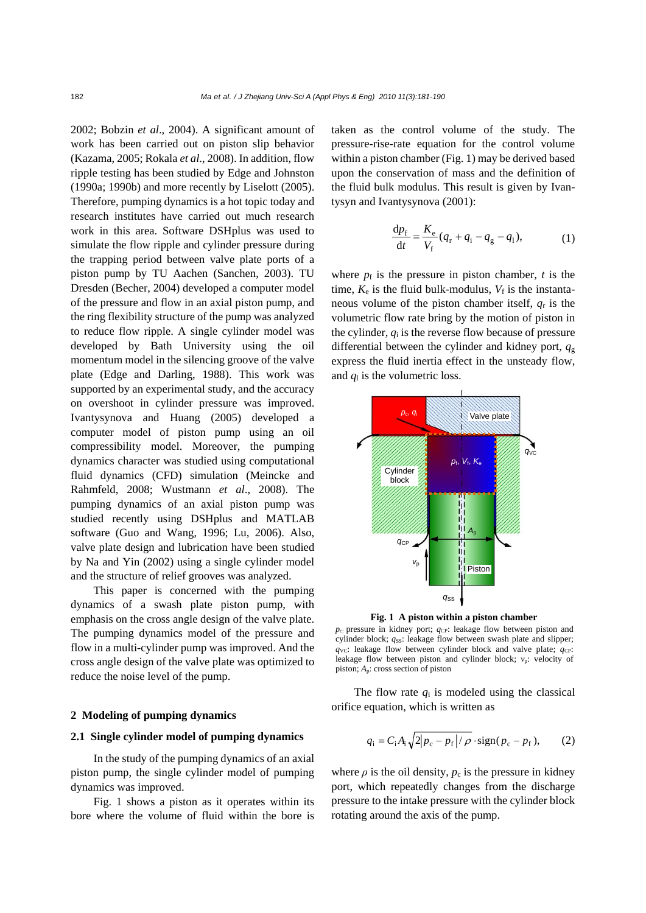2002; Bobzin *et al*., 2004). A significant amount of work has been carried out on piston slip behavior (Kazama, 2005; Rokala *et al*., 2008). In addition, flow ripple testing has been studied by Edge and Johnston (1990a; 1990b) and more recently by Liselott (2005). Therefore, pumping dynamics is a hot topic today and research institutes have carried out much research work in this area. Software DSHplus was used to simulate the flow ripple and cylinder pressure during the trapping period between valve plate ports of a piston pump by TU Aachen (Sanchen, 2003). TU Dresden (Becher, 2004) developed a computer model of the pressure and flow in an axial piston pump, and the ring flexibility structure of the pump was analyzed to reduce flow ripple. A single cylinder model was developed by Bath University using the oil momentum model in the silencing groove of the valve plate (Edge and Darling, 1988). This work was supported by an experimental study, and the accuracy on overshoot in cylinder pressure was improved. Ivantysynova and Huang (2005) developed a computer model of piston pump using an oil compressibility model. Moreover, the pumping dynamics character was studied using computational fluid dynamics (CFD) simulation (Meincke and Rahmfeld, 2008; Wustmann *et al*., 2008). The pumping dynamics of an axial piston pump was studied recently using DSHplus and MATLAB software (Guo and Wang, 1996; Lu, 2006). Also, valve plate design and lubrication have been studied by Na and Yin (2002) using a single cylinder model and the structure of relief grooves was analyzed.

This paper is concerned with the pumping dynamics of a swash plate piston pump, with emphasis on the cross angle design of the valve plate. The pumping dynamics model of the pressure and flow in a multi-cylinder pump was improved. And the cross angle design of the valve plate was optimized to reduce the noise level of the pump.

## 2 Modeling of pumping dynamics

### 2.1 Single cylinder model of pumping dynamics

In the study of the pumping dynamics of an axial piston pump, the single cylinder model of pumping dynamics was improved.

Fig. 1 shows a piston as it operates within its bore where the volume of fluid within the bore is taken as the control volume of the study. The pressure-rise-rate equation for the control volume within a piston chamber (Fig. 1) may be derived based upon the conservation of mass and the definition of the fluid bulk modulus. This result is given by Ivantysyn and Ivantysynova (2001):

$$\frac{\mathrm{d}p_{\mathrm{f}}}{\mathrm{d}t} = \frac{K_{\mathrm{e}}}{V_{\mathrm{f}}}(q_{\mathrm{r}} + q_{\mathrm{i}} - q_{\mathrm{g}} - q_{\mathrm{l}}), \tag{1}$$

where $p_{\mathrm{f}}$ is the pressure in piston chamber, $t$ is the time, $K_{\mathrm{e}}$ is the fluid bulk-modulus, $V_{\mathrm{f}}$ is the instantaneous volume of the piston chamber itself, $q_{\mathrm{r}}$ is the volumetric flow rate bring by the motion of piston in the cylinder, $q_{\mathrm{i}}$ is the reverse flow because of pressure differential between the cylinder and kidney port, $q_{\mathrm{g}}$ express the fluid inertia effect in the unsteady flow, and $q_{\mathrm{l}}$ is the volumetric loss.

**Fig. 1 A piston within a piston chamber**

$p_{\mathrm{c}}$: pressure in kidney port; $q_{\mathrm{CP}}$: leakage flow between piston and cylinder block; $q_{\mathrm{SS}}$: leakage flow between swash plate and slipper; $q_{\mathrm{VC}}$: leakage flow between cylinder block and valve plate; $q_{\mathrm{CP}}$: leakage flow between piston and cylinder block; $v_{\mathrm{p}}$: velocity of piston; $A_{\mathrm{p}}$: cross section of piston

The flow rate $q_{\mathrm{i}}$ is modeled using the classical orifice equation, which is written as

$$q_{\mathrm{i}} = C_{\mathrm{i}} A_{\mathrm{i}} \sqrt{2\left|p_{\mathrm{c}} - p_{\mathrm{f}}\right| / \rho} \cdot \operatorname{sign}(p_{\mathrm{c}} - p_{\mathrm{f}}), \tag{2}$$

where $\rho$ is the oil density, $p_{\mathrm{c}}$ is the pressure in kidney port, which repeatedly changes from the discharge pressure to the intake pressure with the cylinder block rotating around the axis of the pump.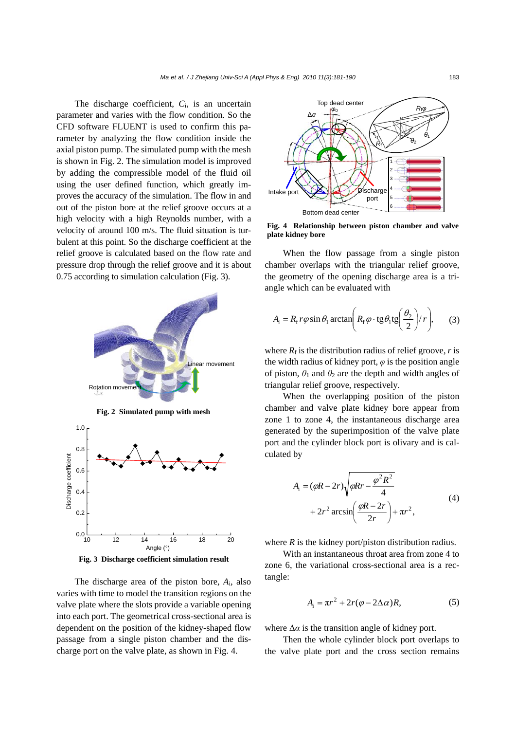The discharge coefficient, $C_i$, is an uncertain parameter and varies with the flow condition. So the CFD software FLUENT is used to confirm this parameter by analyzing the flow condition inside the axial piston pump. The simulated pump with the mesh is shown in Fig. 2. The simulation model is improved by adding the compressible model of the fluid oil using the user defined function, which greatly improves the accuracy of the simulation. The flow in and out of the piston bore at the relief groove occurs at a high velocity with a high Reynolds number, with a velocity of around 100 m/s. The fluid situation is turbulent at this point. So the discharge coefficient at the relief groove is calculated based on the flow rate and pressure drop through the relief groove and it is about 0.75 according to simulation calculation (Fig. 3).

**Fig. 2 Simulated pump with mesh**

**Fig. 3 Discharge coefficient simulation result**

The discharge area of the piston bore, $A_i$, also varies with time to model the transition regions on the valve plate where the slots provide a variable opening into each port. The geometrical cross-sectional area is dependent on the position of the kidney-shaped flow passage from a single piston chamber and the discharge port on the valve plate, as shown in Fig. 4.

**Fig. 4 Relationship between piston chamber and valve plate kidney bore**

When the flow passage from a single piston chamber overlaps with the triangular relief groove, the geometry of the opening discharge area is a triangle which can be evaluated with

$$A_i = R_f r \varphi \sin\theta_1 \arctan\left( R_f \varphi \cdot \mathrm{tg}\theta_1 \mathrm{tg}\left(\frac{\theta_2}{2}\right) / r \right), \tag{3}$$

where $R_f$ is the distribution radius of relief groove, $r$ is the width radius of kidney port, $\varphi$ is the position angle of piston, $\theta_1$ and $\theta_2$ are the depth and width angles of triangular relief groove, respectively.

When the overlapping position of the piston chamber and valve plate kidney bore appear from zone 1 to zone 4, the instantaneous discharge area generated by the superimposition of the valve plate port and the cylinder block port is olivary and is calculated by

$$\begin{aligned} A_i &= (\varphi R - 2r)\sqrt{\varphi R r - \frac{\varphi^2 R^2}{4}} \\ &\quad + 2r^2 \arcsin\left(\frac{\varphi R - 2r}{2r}\right) + \pi r^2, \end{aligned} \tag{4}$$

where $R$ is the kidney port/piston distribution radius.

With an instantaneous throat area from zone 4 to zone 6, the variational cross-sectional area is a rectangle:

$$A_i = \pi r^2 + 2r(\varphi - 2\Delta\alpha)R, \tag{5}$$

where $\Delta\alpha$ is the transition angle of kidney port.

Then the whole cylinder block port overlaps to the valve plate port and the cross section remains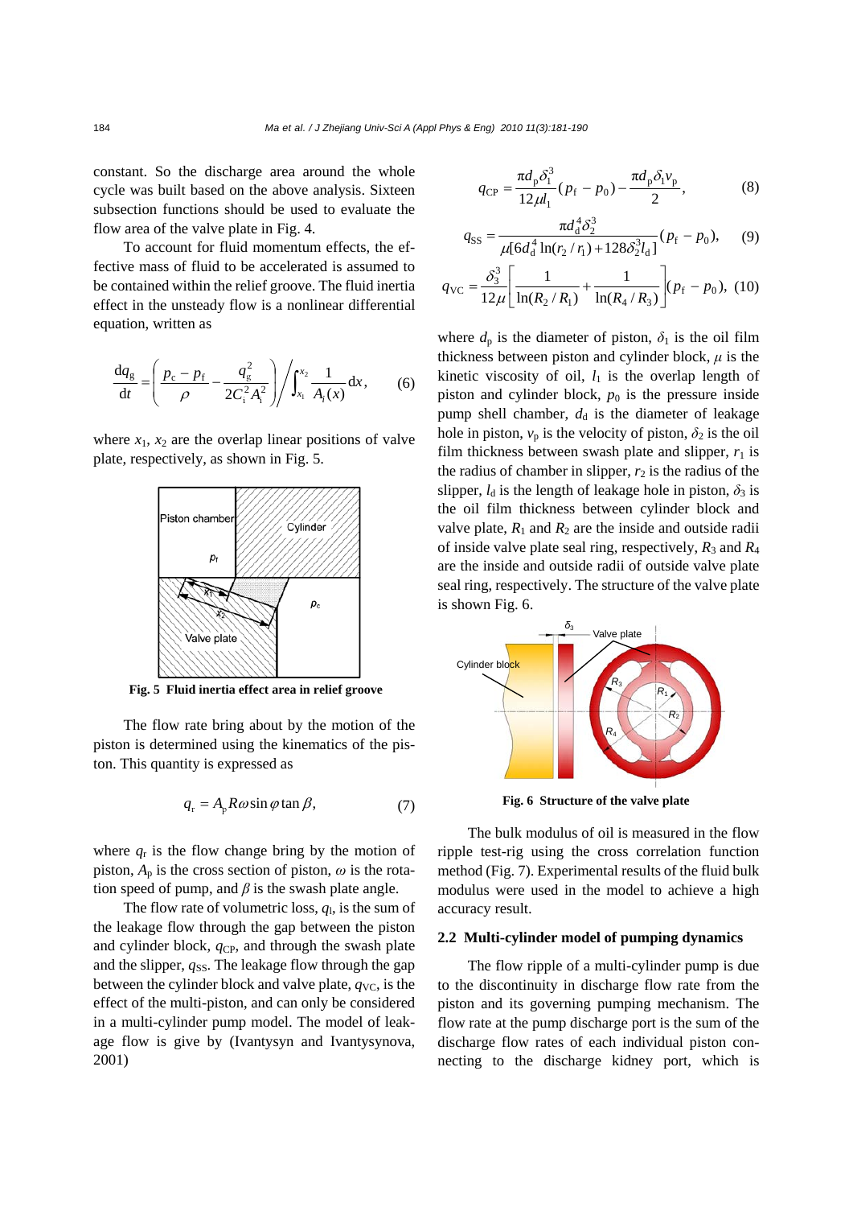constant. So the discharge area around the whole cycle was built based on the above analysis. Sixteen subsection functions should be used to evaluate the flow area of the valve plate in Fig. 4.

To account for fluid momentum effects, the effective mass of fluid to be accelerated is assumed to be contained within the relief groove. The fluid inertia effect in the unsteady flow is a nonlinear differential equation, written as

$$\frac{\mathrm{d}q_{\mathrm{g}}}{\mathrm{d}t}=\left(\frac{p_{\mathrm{c}}-p_{\mathrm{f}}}{\rho}-\frac{q_{\mathrm{g}}^{2}}{2C_{\mathrm{i}}^{2}A_{\mathrm{i}}^{2}}\right)\Bigg/\int_{x_1}^{x_2}\frac{1}{A_{\mathrm{i}}(x)}\mathrm{d}x, \qquad (6)$$

where $x_1$, $x_2$ are the overlap linear positions of valve plate, respectively, as shown in Fig. 5.

Fig. 5 Fluid inertia effect area in relief groove

The flow rate bring about by the motion of the piston is determined using the kinematics of the piston. This quantity is expressed as

$$q_{\mathrm{r}}=A_{\mathrm{p}}R\omega\sin\varphi\tan\beta, \qquad (7)$$

where $q_{\mathrm{r}}$ is the flow change bring by the motion of piston, $A_{\mathrm{p}}$ is the cross section of piston, $\omega$ is the rotation speed of pump, and $\beta$ is the swash plate angle.

The flow rate of volumetric loss, $q_{\mathrm{l}}$, is the sum of the leakage flow through the gap between the piston and cylinder block, $q_{\mathrm{CP}}$, and through the swash plate and the slipper, $q_{\mathrm{SS}}$. The leakage flow through the gap between the cylinder block and valve plate, $q_{\mathrm{VC}}$, is the effect of the multi-piston, and can only be considered in a multi-cylinder pump model. The model of leakage flow is give by (Ivantysyn and Ivantysynova, 2001)

$$q_{\mathrm{CP}}=\frac{\pi d_{\mathrm{p}}\delta_1^3}{12\mu l_1}(p_{\mathrm{f}}-p_0)-\frac{\pi d_{\mathrm{p}}\delta_1 v_{\mathrm{p}}}{2}, \qquad (8)$$

$$q_{\mathrm{SS}}=\frac{\pi d_{\mathrm{d}}^4\delta_2^3}{\mu[6d_{\mathrm{d}}^4\ln(r_2/r_1)+128\delta_2^3 l_{\mathrm{d}}]}(p_{\mathrm{f}}-p_0), \qquad (9)$$

$$q_{\mathrm{VC}}=\frac{\delta_3^3}{12\mu}\left[\frac{1}{\ln(R_2/R_1)}+\frac{1}{\ln(R_4/R_3)}\right](p_{\mathrm{f}}-p_0), \qquad (10)$$

where $d_{\mathrm{p}}$ is the diameter of piston, $\delta_1$ is the oil film thickness between piston and cylinder block, $\mu$ is the kinetic viscosity of oil, $l_1$ is the overlap length of piston and cylinder block, $p_0$ is the pressure inside pump shell chamber, $d_{\mathrm{d}}$ is the diameter of leakage hole in piston, $v_{\mathrm{p}}$ is the velocity of piston, $\delta_2$ is the oil film thickness between swash plate and slipper, $r_1$ is the radius of chamber in slipper, $r_2$ is the radius of the slipper, $l_{\mathrm{d}}$ is the length of leakage hole in piston, $\delta_3$ is the oil film thickness between cylinder block and valve plate, $R_1$ and $R_2$ are the inside and outside radii of inside valve plate seal ring, respectively, $R_3$ and $R_4$ are the inside and outside radii of outside valve plate seal ring, respectively. The structure of the valve plate is shown Fig. 6.

Fig. 6 Structure of the valve plate

The bulk modulus of oil is measured in the flow ripple test-rig using the cross correlation function method (Fig. 7). Experimental results of the fluid bulk modulus were used in the model to achieve a high accuracy result.

### 2.2 Multi-cylinder model of pumping dynamics

The flow ripple of a multi-cylinder pump is due to the discontinuity in discharge flow rate from the piston and its governing pumping mechanism. The flow rate at the pump discharge port is the sum of the discharge flow rates of each individual piston connecting to the discharge kidney port, which is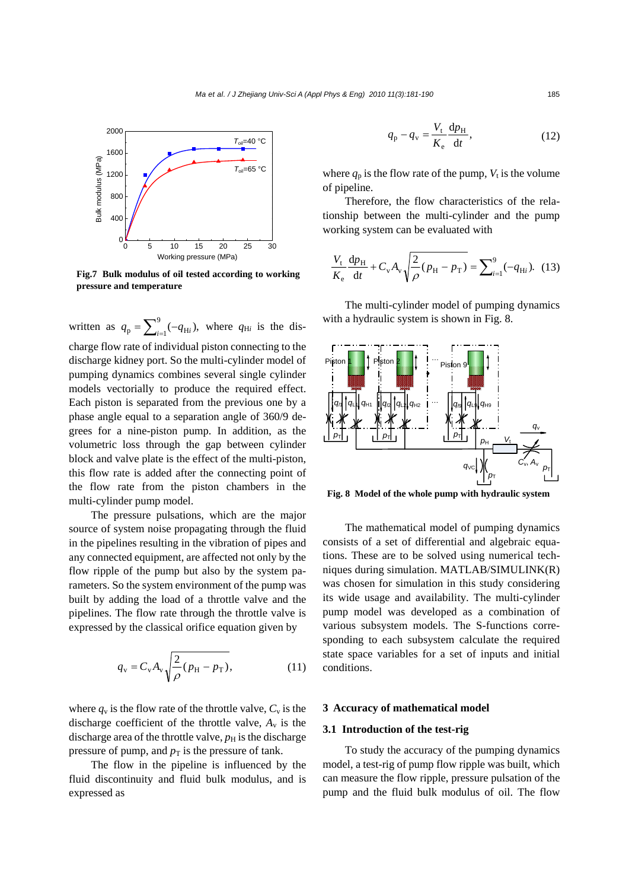Fig.7 **Bulk modulus of oil tested according to working pressure and temperature**

written as $q_p = \sum_{i=1}^{9}(-q_{Hi})$, where $q_{Hi}$ is the discharge flow rate of individual piston connecting to the discharge kidney port. So the multi-cylinder model of pumping dynamics combines several single cylinder models vectorially to produce the required effect. Each piston is separated from the previous one by a phase angle equal to a separation angle of 360/9 degrees for a nine-piston pump. In addition, as the volumetric loss through the gap between cylinder block and valve plate is the effect of the multi-piston, this flow rate is added after the connecting point of the flow rate from the piston chambers in the multi-cylinder pump model.

The pressure pulsations, which are the major source of system noise propagating through the fluid in the pipelines resulting in the vibration of pipes and any connected equipment, are affected not only by the flow ripple of the pump but also by the system parameters. So the system environment of the pump was built by adding the load of a throttle valve and the pipelines. The flow rate through the throttle valve is expressed by the classical orifice equation given by

$$q_v = C_v A_v \sqrt{\frac{2}{\rho}(p_H - p_T)}, \tag{11}$$

where $q_v$ is the flow rate of the throttle valve, $C_v$ is the discharge coefficient of the throttle valve, $A_v$ is the discharge area of the throttle valve, $p_H$ is the discharge pressure of pump, and $p_T$ is the pressure of tank.

The flow in the pipeline is influenced by the fluid discontinuity and fluid bulk modulus, and is expressed as

$$q_p - q_v = \frac{V_t}{K_e}\frac{dp_H}{dt}, \tag{12}$$

where $q_p$ is the flow rate of the pump, $V_t$ is the volume of pipeline.

Therefore, the flow characteristics of the relationship between the multi-cylinder and the pump working system can be evaluated with

$$\frac{V_t}{K_e}\frac{dp_H}{dt} + C_v A_v \sqrt{\frac{2}{\rho}(p_H - p_T)} = \sum_{i=1}^{9}(-q_{Hi}). \tag{13}$$

The multi-cylinder model of pumping dynamics with a hydraulic system is shown in Fig. 8.

**Fig. 8 Model of the whole pump with hydraulic system**

The mathematical model of pumping dynamics consists of a set of differential and algebraic equations. These are to be solved using numerical techniques during simulation. MATLAB/SIMULINK(R) was chosen for simulation in this study considering its wide usage and availability. The multi-cylinder pump model was developed as a combination of various subsystem models. The S-functions corresponding to each subsystem calculate the required state space variables for a set of inputs and initial conditions.

## 3 Accuracy of mathematical model

### 3.1 Introduction of the test-rig

To study the accuracy of the pumping dynamics model, a test-rig of pump flow ripple was built, which can measure the flow ripple, pressure pulsation of the pump and the fluid bulk modulus of oil. The flow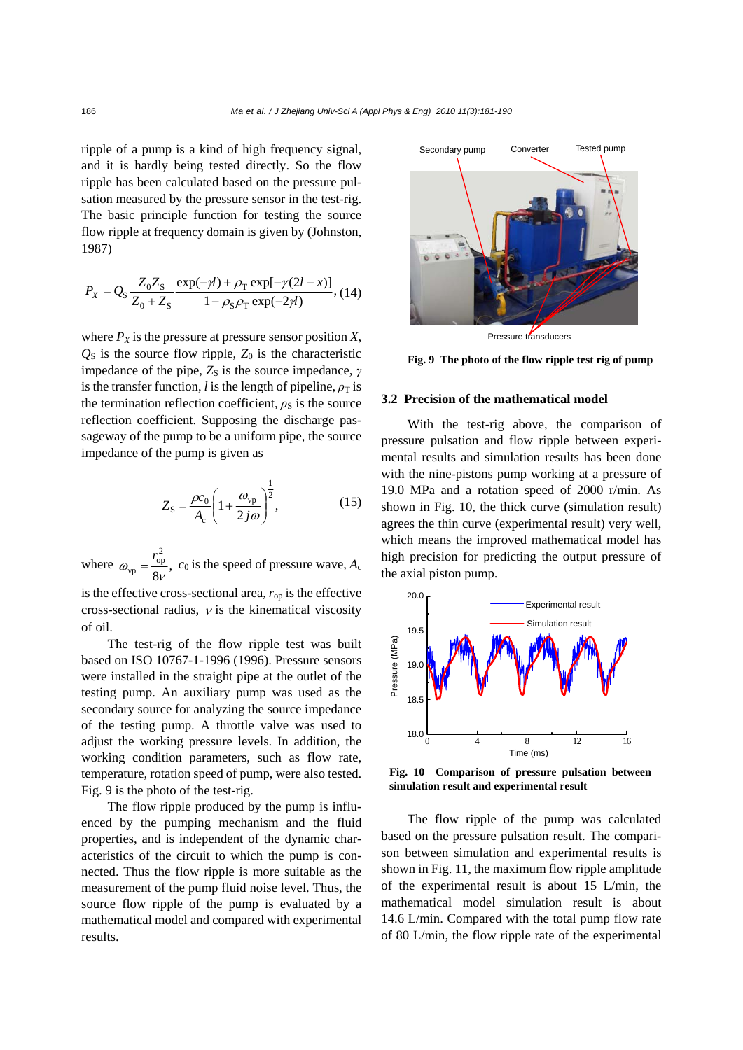ripple of a pump is a kind of high frequency signal, and it is hardly being tested directly. So the flow ripple has been calculated based on the pressure pulsation measured by the pressure sensor in the test-rig. The basic principle function for testing the source flow ripple at frequency domain is given by (Johnston, 1987)

$$P_X = Q_S \frac{Z_0 Z_S}{Z_0 + Z_S} \frac{\exp(-\gamma l) + \rho_T \exp[-\gamma(2l - x)]}{1 - \rho_S \rho_T \exp(-2\gamma l)}, \quad (14)$$

where $P_X$ is the pressure at pressure sensor position $X$, $Q_S$ is the source flow ripple, $Z_0$ is the characteristic impedance of the pipe, $Z_S$ is the source impedance, $\gamma$ is the transfer function, $l$ is the length of pipeline, $\rho_T$ is the termination reflection coefficient, $\rho_S$ is the source reflection coefficient. Supposing the discharge passageway of the pump to be a uniform pipe, the source impedance of the pump is given as

$$Z_S = \frac{\rho c_0}{A_c}\left(1 + \frac{\omega_{vp}}{2j\omega}\right)^{\frac{1}{2}}, \quad (15)$$

where $\omega_{vp} = \frac{r_{op}^2}{8\nu}$, $c_0$ is the speed of pressure wave, $A_c$ is the effective cross-sectional area, $r_{op}$ is the effective cross-sectional radius, $\nu$ is the kinematical viscosity of oil.

The test-rig of the flow ripple test was built based on ISO 10767-1-1996 (1996). Pressure sensors were installed in the straight pipe at the outlet of the testing pump. An auxiliary pump was used as the secondary source for analyzing the source impedance of the testing pump. A throttle valve was used to adjust the working pressure levels. In addition, the working condition parameters, such as flow rate, temperature, rotation speed of pump, were also tested. Fig. 9 is the photo of the test-rig.

The flow ripple produced by the pump is influenced by the pumping mechanism and the fluid properties, and is independent of the dynamic characteristics of the circuit to which the pump is connected. Thus the flow ripple is more suitable as the measurement of the pump fluid noise level. Thus, the source flow ripple of the pump is evaluated by a mathematical model and compared with experimental results.

**Fig. 9 The photo of the flow ripple test rig of pump**

### 3.2 Precision of the mathematical model

With the test-rig above, the comparison of pressure pulsation and flow ripple between experimental results and simulation results has been done with the nine-pistons pump working at a pressure of 19.0 MPa and a rotation speed of 2000 r/min. As shown in Fig. 10, the thick curve (simulation result) agrees the thin curve (experimental result) very well, which means the improved mathematical model has high precision for predicting the output pressure of the axial piston pump.

**Fig. 10 Comparison of pressure pulsation between simulation result and experimental result**

The flow ripple of the pump was calculated based on the pressure pulsation result. The comparison between simulation and experimental results is shown in Fig. 11, the maximum flow ripple amplitude of the experimental result is about 15 L/min, the mathematical model simulation result is about 14.6 L/min. Compared with the total pump flow rate of 80 L/min, the flow ripple rate of the experimental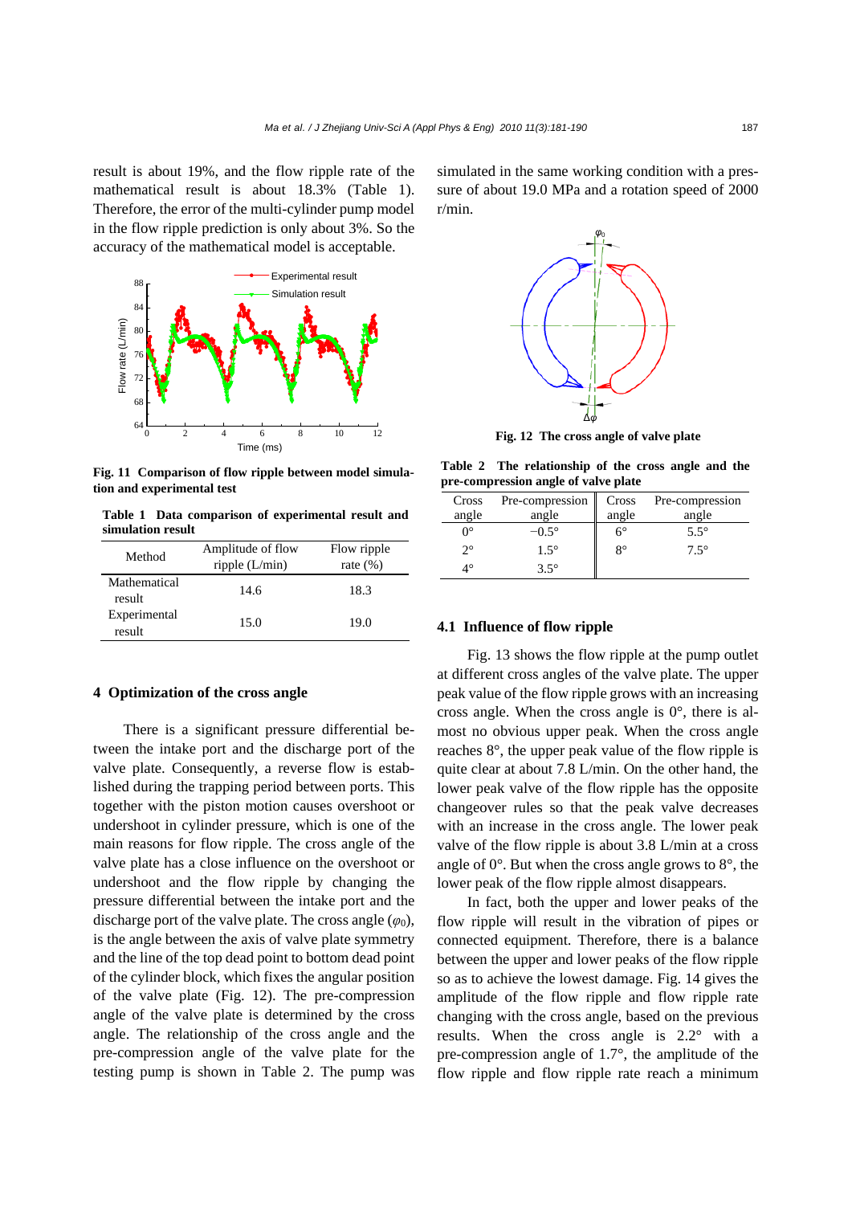result is about 19%, and the flow ripple rate of the mathematical result is about 18.3% (Table 1). Therefore, the error of the multi-cylinder pump model in the flow ripple prediction is only about 3%. So the accuracy of the mathematical model is acceptable.

Fig. 11 Comparison of flow ripple between model simulation and experimental test

**Table 1 Data comparison of experimental result and simulation result**

| Method | Amplitude of flow ripple (L/min) | Flow ripple rate (%) |
|---|---|---|
| Mathematical result | 14.6 | 18.3 |
| Experimental result | 15.0 | 19.0 |

## 4 Optimization of the cross angle

There is a significant pressure differential between the intake port and the discharge port of the valve plate. Consequently, a reverse flow is established during the trapping period between ports. This together with the piston motion causes overshoot or undershoot in cylinder pressure, which is one of the main reasons for flow ripple. The cross angle of the valve plate has a close influence on the overshoot or undershoot and the flow ripple by changing the pressure differential between the intake port and the discharge port of the valve plate. The cross angle ($\varphi_0$), is the angle between the axis of valve plate symmetry and the line of the top dead point to bottom dead point of the cylinder block, which fixes the angular position of the valve plate (Fig. 12). The pre-compression angle of the valve plate is determined by the cross angle. The relationship of the cross angle and the pre-compression angle of the valve plate for the testing pump is shown in Table 2. The pump was simulated in the same working condition with a pressure of about 19.0 MPa and a rotation speed of 2000 r/min.

Fig. 12 The cross angle of valve plate

**Table 2 The relationship of the cross angle and the pre-compression angle of valve plate**

| Cross angle | Pre-compression angle | Cross angle | Pre-compression angle |
|---|---|---|---|
| 0° | −0.5° | 6° | 5.5° |
| 2° | 1.5° | 8° | 7.5° |
| 4° | 3.5° | | |

### 4.1 Influence of flow ripple

Fig. 13 shows the flow ripple at the pump outlet at different cross angles of the valve plate. The upper peak value of the flow ripple grows with an increasing cross angle. When the cross angle is 0°, there is almost no obvious upper peak. When the cross angle reaches 8°, the upper peak value of the flow ripple is quite clear at about 7.8 L/min. On the other hand, the lower peak valve of the flow ripple has the opposite changeover rules so that the peak valve decreases with an increase in the cross angle. The lower peak valve of the flow ripple is about 3.8 L/min at a cross angle of 0°. But when the cross angle grows to 8°, the lower peak of the flow ripple almost disappears.

In fact, both the upper and lower peaks of the flow ripple will result in the vibration of pipes or connected equipment. Therefore, there is a balance between the upper and lower peaks of the flow ripple so as to achieve the lowest damage. Fig. 14 gives the amplitude of the flow ripple and flow ripple rate changing with the cross angle, based on the previous results. When the cross angle is 2.2° with a pre-compression angle of 1.7°, the amplitude of the flow ripple and flow ripple rate reach a minimum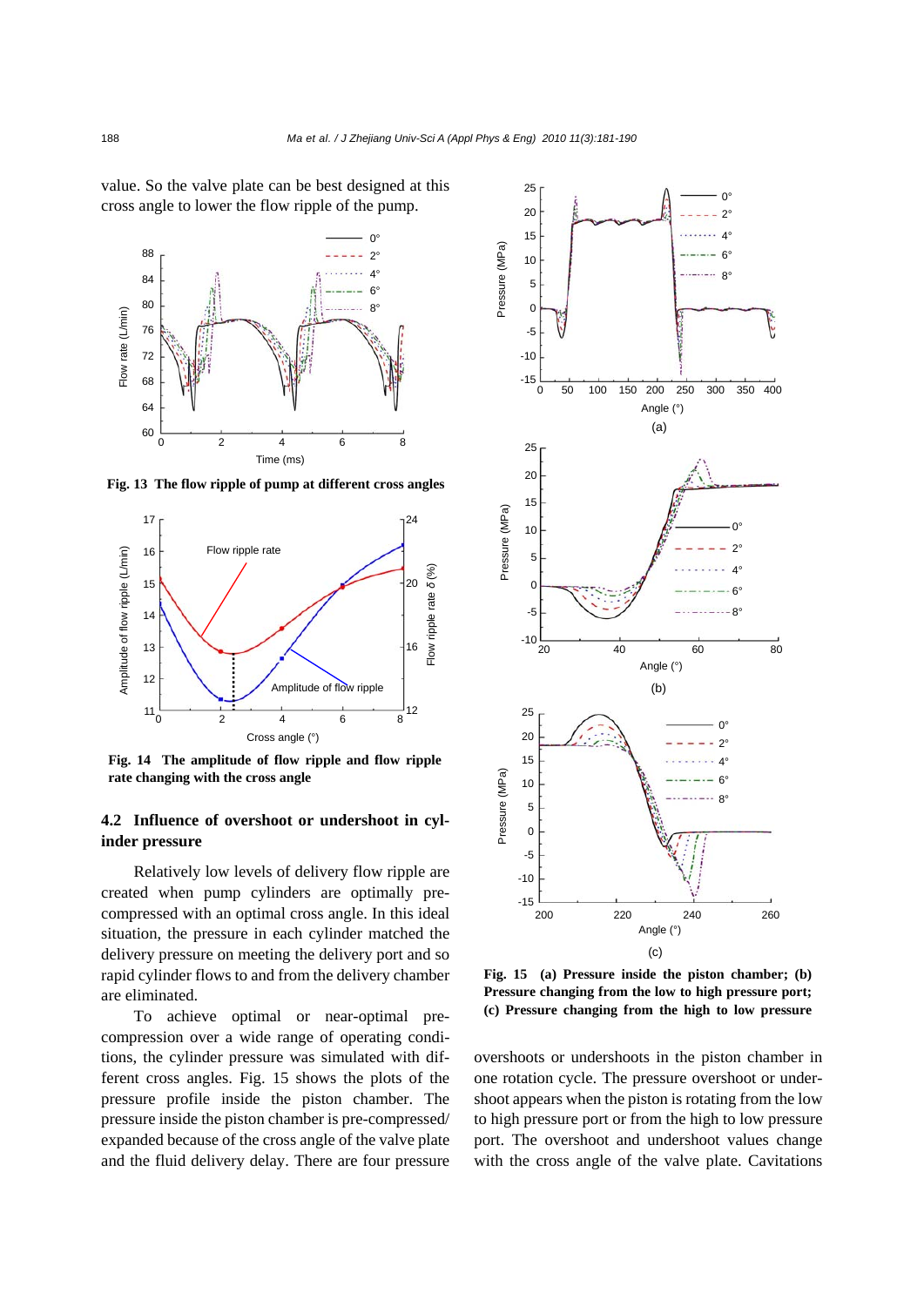value. So the valve plate can be best designed at this cross angle to lower the flow ripple of the pump.

**Fig. 13 The flow ripple of pump at different cross angles**

**Fig. 14 The amplitude of flow ripple and flow ripple rate changing with the cross angle**

### 4.2 Influence of overshoot or undershoot in cylinder pressure

Relatively low levels of delivery flow ripple are created when pump cylinders are optimally pre-compressed with an optimal cross angle. In this ideal situation, the pressure in each cylinder matched the delivery pressure on meeting the delivery port and so rapid cylinder flows to and from the delivery chamber are eliminated.

To achieve optimal or near-optimal pre-compression over a wide range of operating conditions, the cylinder pressure was simulated with different cross angles. Fig. 15 shows the plots of the pressure profile inside the piston chamber. The pressure inside the piston chamber is pre-compressed/expanded because of the cross angle of the valve plate and the fluid delivery delay. There are four pressure overshoots or undershoots in the piston chamber in one rotation cycle. The pressure overshoot or undershoot appears when the piston is rotating from the low to high pressure port or from the high to low pressure port. The overshoot and undershoot values change with the cross angle of the valve plate. Cavitations

**Fig. 15 (a) Pressure inside the piston chamber; (b) Pressure changing from the low to high pressure port; (c) Pressure changing from the high to low pressure**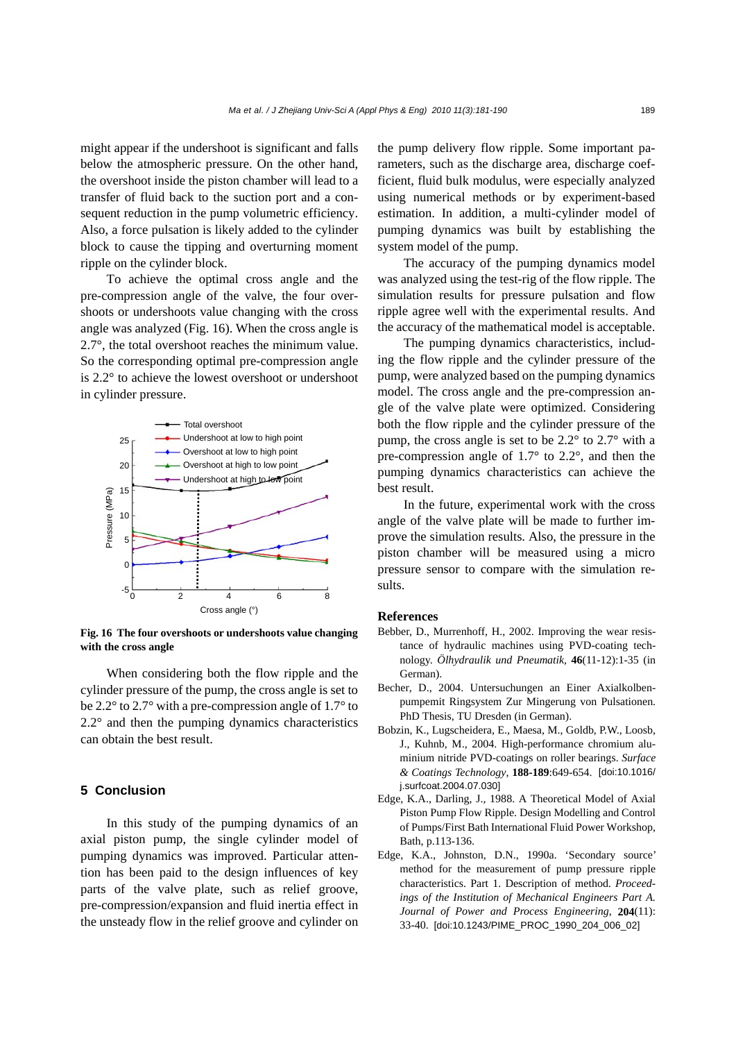might appear if the undershoot is significant and falls below the atmospheric pressure. On the other hand, the overshoot inside the piston chamber will lead to a transfer of fluid back to the suction port and a consequent reduction in the pump volumetric efficiency. Also, a force pulsation is likely added to the cylinder block to cause the tipping and overturning moment ripple on the cylinder block.

To achieve the optimal cross angle and the pre-compression angle of the valve, the four overshoots or undershoots value changing with the cross angle was analyzed (Fig. 16). When the cross angle is 2.7°, the total overshoot reaches the minimum value. So the corresponding optimal pre-compression angle is 2.2° to achieve the lowest overshoot or undershoot in cylinder pressure.

**Fig. 16 The four overshoots or undershoots value changing with the cross angle**

When considering both the flow ripple and the cylinder pressure of the pump, the cross angle is set to be 2.2° to 2.7° with a pre-compression angle of 1.7° to 2.2° and then the pumping dynamics characteristics can obtain the best result.

## 5 Conclusion

In this study of the pumping dynamics of an axial piston pump, the single cylinder model of pumping dynamics was improved. Particular attention has been paid to the design influences of key parts of the valve plate, such as relief groove, pre-compression/expansion and fluid inertia effect in the unsteady flow in the relief groove and cylinder on the pump delivery flow ripple. Some important parameters, such as the discharge area, discharge coefficient, fluid bulk modulus, were especially analyzed using numerical methods or by experiment-based estimation. In addition, a multi-cylinder model of pumping dynamics was built by establishing the system model of the pump.

The accuracy of the pumping dynamics model was analyzed using the test-rig of the flow ripple. The simulation results for pressure pulsation and flow ripple agree well with the experimental results. And the accuracy of the mathematical model is acceptable.

The pumping dynamics characteristics, including the flow ripple and the cylinder pressure of the pump, were analyzed based on the pumping dynamics model. The cross angle and the pre-compression angle of the valve plate were optimized. Considering both the flow ripple and the cylinder pressure of the pump, the cross angle is set to be 2.2° to 2.7° with a pre-compression angle of 1.7° to 2.2°, and then the pumping dynamics characteristics can achieve the best result.

In the future, experimental work with the cross angle of the valve plate will be made to further improve the simulation results. Also, the pressure in the piston chamber will be measured using a micro pressure sensor to compare with the simulation results.

## References

Bebber, D., Murrenhoff, H., 2002. Improving the wear resistance of hydraulic machines using PVD-coating technology. *Ölhydraulik und Pneumatik*, **46**(11-12):1-35 (in German).

Becher, D., 2004. Untersuchungen an Einer Axialkolbenpumpemit Ringsystem Zur Mingerung von Pulsationen. PhD Thesis, TU Dresden (in German).

Bobzin, K., Lugscheidera, E., Maesa, M., Goldb, P.W., Loosb, J., Kuhnb, M., 2004. High-performance chromium aluminium nitride PVD-coatings on roller bearings. *Surface & Coatings Technology*, **188-189**:649-654. [doi:10.1016/j.surfcoat.2004.07.030]

Edge, K.A., Darling, J., 1988. A Theoretical Model of Axial Piston Pump Flow Ripple. Design Modelling and Control of Pumps/First Bath International Fluid Power Workshop, Bath, p.113-136.

Edge, K.A., Johnston, D.N., 1990a. 'Secondary source' method for the measurement of pump pressure ripple characteristics. Part 1. Description of method. *Proceedings of the Institution of Mechanical Engineers Part A. Journal of Power and Process Engineering*, **204**(11): 33-40. [doi:10.1243/PIME_PROC_1990_204_006_02]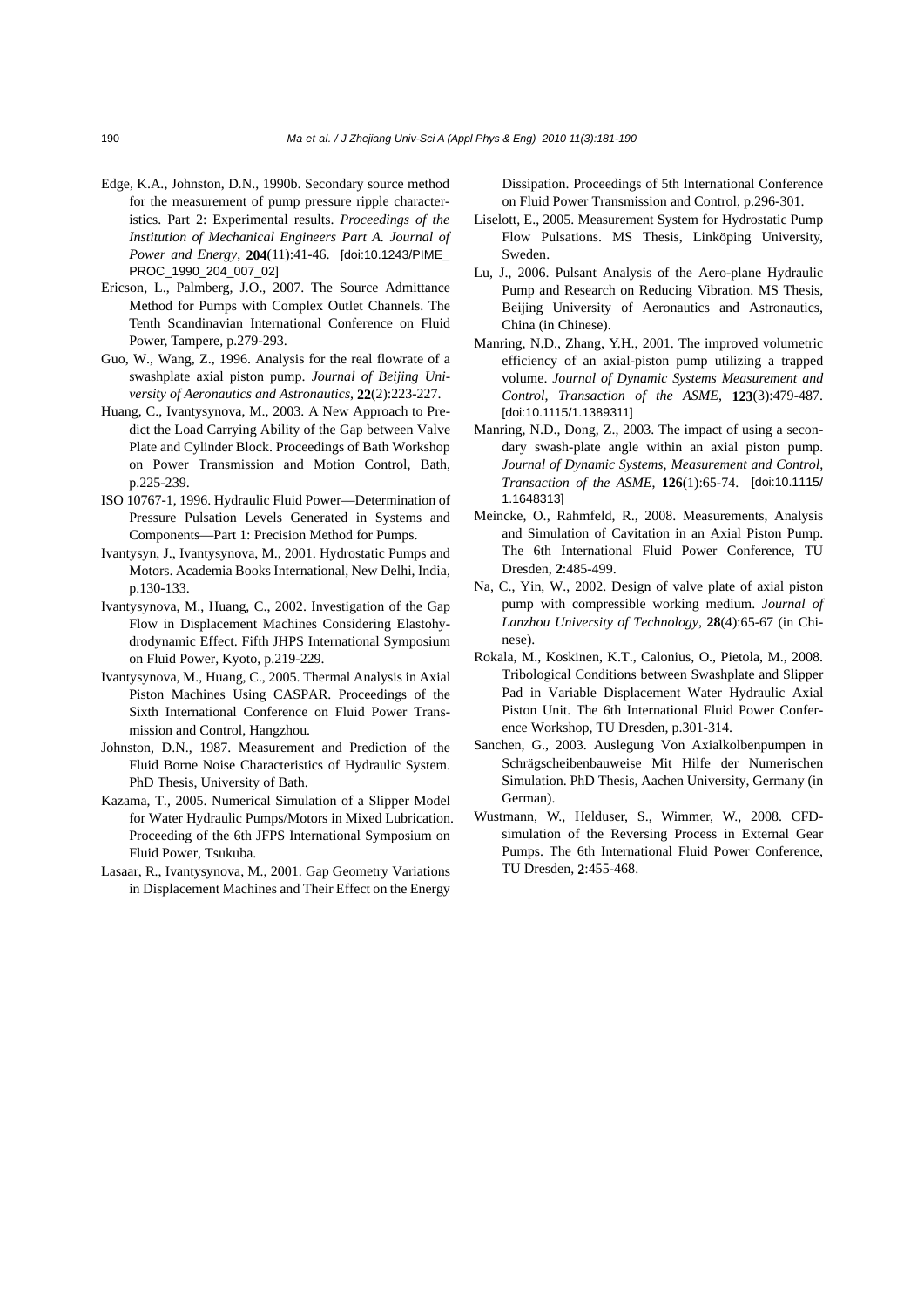Edge, K.A., Johnston, D.N., 1990b. Secondary source method for the measurement of pump pressure ripple characteristics. Part 2: Experimental results. *Proceedings of the Institution of Mechanical Engineers Part A. Journal of Power and Energy*, **204**(11):41-46. [doi:10.1243/PIME_PROC_1990_204_007_02]

Ericson, L., Palmberg, J.O., 2007. The Source Admittance Method for Pumps with Complex Outlet Channels. The Tenth Scandinavian International Conference on Fluid Power, Tampere, p.279-293.

Guo, W., Wang, Z., 1996. Analysis for the real flowrate of a swashplate axial piston pump. *Journal of Beijing University of Aeronautics and Astronautics*, **22**(2):223-227.

Huang, C., Ivantysynova, M., 2003. A New Approach to Predict the Load Carrying Ability of the Gap between Valve Plate and Cylinder Block. Proceedings of Bath Workshop on Power Transmission and Motion Control, Bath, p.225-239.

ISO 10767-1, 1996. Hydraulic Fluid Power—Determination of Pressure Pulsation Levels Generated in Systems and Components—Part 1: Precision Method for Pumps.

Ivantysyn, J., Ivantysynova, M., 2001. Hydrostatic Pumps and Motors. Academia Books International, New Delhi, India, p.130-133.

Ivantysynova, M., Huang, C., 2002. Investigation of the Gap Flow in Displacement Machines Considering Elastohydrodynamic Effect. Fifth JHPS International Symposium on Fluid Power, Kyoto, p.219-229.

Ivantysynova, M., Huang, C., 2005. Thermal Analysis in Axial Piston Machines Using CASPAR. Proceedings of the Sixth International Conference on Fluid Power Transmission and Control, Hangzhou.

Johnston, D.N., 1987. Measurement and Prediction of the Fluid Borne Noise Characteristics of Hydraulic System. PhD Thesis, University of Bath.

Kazama, T., 2005. Numerical Simulation of a Slipper Model for Water Hydraulic Pumps/Motors in Mixed Lubrication. Proceeding of the 6th JFPS International Symposium on Fluid Power, Tsukuba.

Lasaar, R., Ivantysynova, M., 2001. Gap Geometry Variations in Displacement Machines and Their Effect on the Energy Dissipation. Proceedings of 5th International Conference on Fluid Power Transmission and Control, p.296-301.

Liselott, E., 2005. Measurement System for Hydrostatic Pump Flow Pulsations. MS Thesis, Linköping University, Sweden.

Lu, J., 2006. Pulsant Analysis of the Aero-plane Hydraulic Pump and Research on Reducing Vibration. MS Thesis, Beijing University of Aeronautics and Astronautics, China (in Chinese).

Manring, N.D., Zhang, Y.H., 2001. The improved volumetric efficiency of an axial-piston pump utilizing a trapped volume. *Journal of Dynamic Systems Measurement and Control, Transaction of the ASME*, **123**(3):479-487. [doi:10.1115/1.1389311]

Manring, N.D., Dong, Z., 2003. The impact of using a secondary swash-plate angle within an axial piston pump. *Journal of Dynamic Systems, Measurement and Control, Transaction of the ASME*, **126**(1):65-74. [doi:10.1115/1.1648313]

Meincke, O., Rahmfeld, R., 2008. Measurements, Analysis and Simulation of Cavitation in an Axial Piston Pump. The 6th International Fluid Power Conference, TU Dresden, **2**:485-499.

Na, C., Yin, W., 2002. Design of valve plate of axial piston pump with compressible working medium. *Journal of Lanzhou University of Technology*, **28**(4):65-67 (in Chinese).

Rokala, M., Koskinen, K.T., Calonius, O., Pietola, M., 2008. Tribological Conditions between Swashplate and Slipper Pad in Variable Displacement Water Hydraulic Axial Piston Unit. The 6th International Fluid Power Conference Workshop, TU Dresden, p.301-314.

Sanchen, G., 2003. Auslegung Von Axialkolbenpumpen in Schrägscheibenbauweise Mit Hilfe der Numerischen Simulation. PhD Thesis, Aachen University, Germany (in German).

Wustmann, W., Helduser, S., Wimmer, W., 2008. CFD-simulation of the Reversing Process in External Gear Pumps. The 6th International Fluid Power Conference, TU Dresden, **2**:455-468.